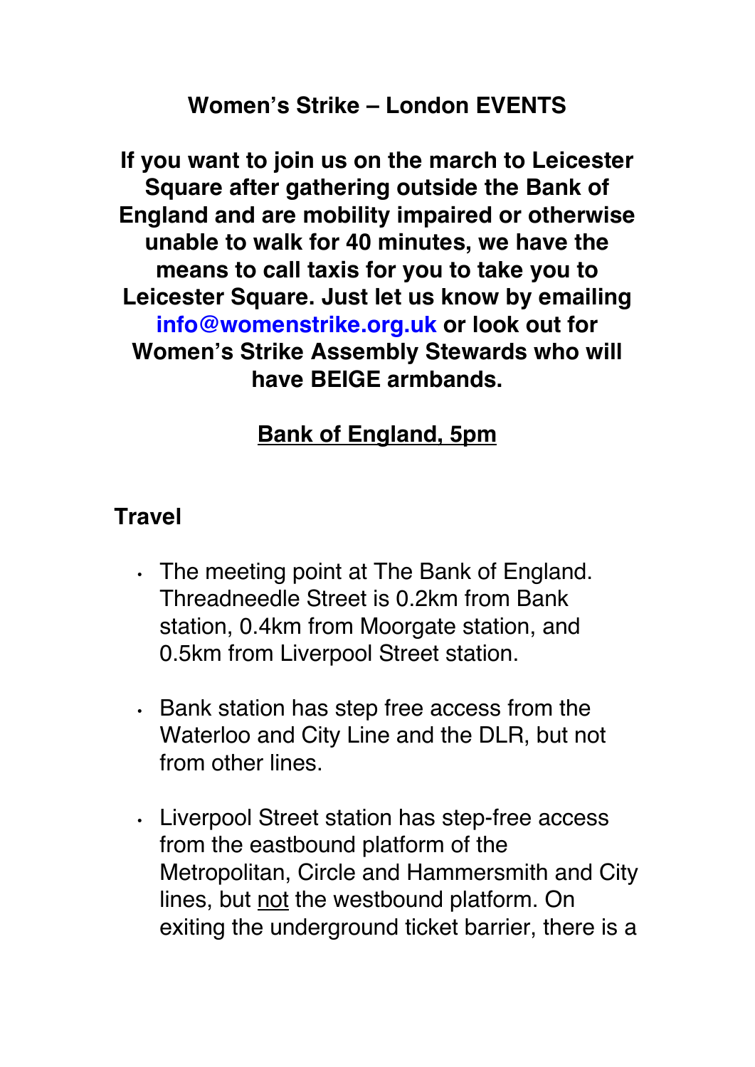# Women's Strike – London EVENTS

**If you want to join us on the march to Leicester Square after gathering outside the Bank of England and are mobility impaired or otherwise unable to walk for 40 minutes, we have the means to call taxis for you to take you to Leicester Square. Just let us know by emailing info@womenstrike.org.uk or look out for Women's Strike Assembly Stewards who will have BEIGE armbands.**

**Bank of England, 5pm**

## Travel

- The meeting point at The Bank of England. Threadneedle Street is 0.2km from Bank station, 0.4km from Moorgate station, and 0.5km from Liverpool Street station.

- Bank station has step free access from the Waterloo and City Line and the DLR, but not from other lines.

- Liverpool Street station has step-free access from the eastbound platform of the Metropolitan, Circle and Hammersmith and City lines, but not the westbound platform. On exiting the underground ticket barrier, there is a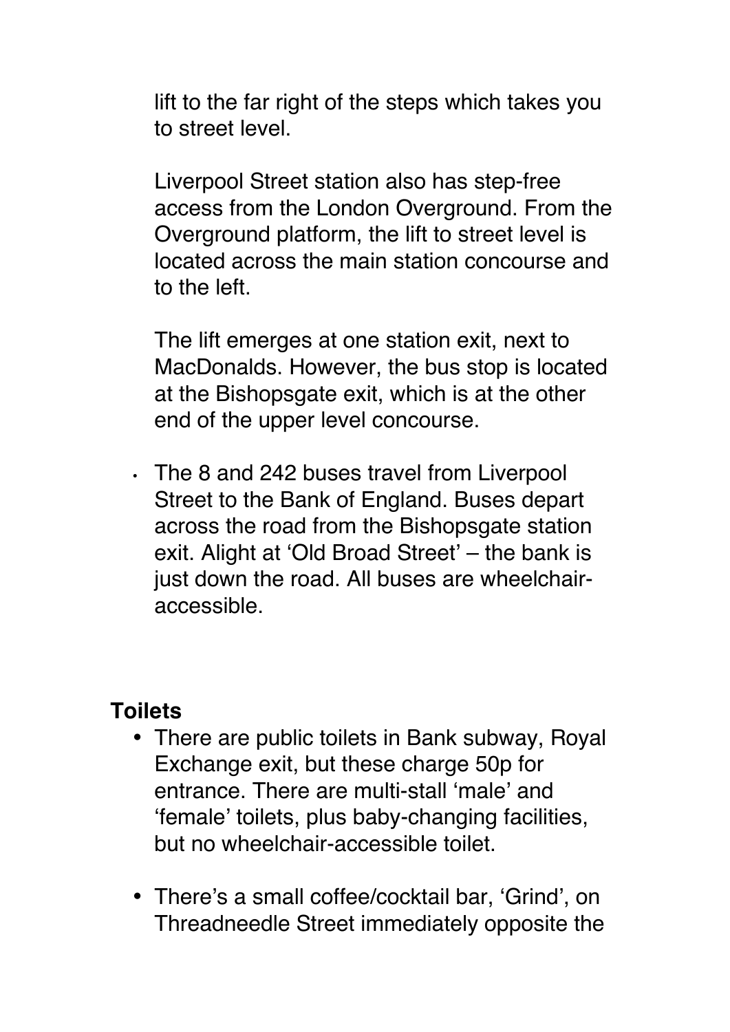lift to the far right of the steps which takes you to street level.

Liverpool Street station also has step-free access from the London Overground. From the Overground platform, the lift to street level is located across the main station concourse and to the left.

The lift emerges at one station exit, next to MacDonalds. However, the bus stop is located at the Bishopsgate exit, which is at the other end of the upper level concourse.

- The 8 and 242 buses travel from Liverpool Street to the Bank of England. Buses depart across the road from the Bishopsgate station exit. Alight at 'Old Broad Street' – the bank is just down the road. All buses are wheelchair-accessible.

**Toilets**

- There are public toilets in Bank subway, Royal Exchange exit, but these charge 50p for entrance. There are multi-stall 'male' and 'female' toilets, plus baby-changing facilities, but no wheelchair-accessible toilet.

- There's a small coffee/cocktail bar, 'Grind', on Threadneedle Street immediately opposite the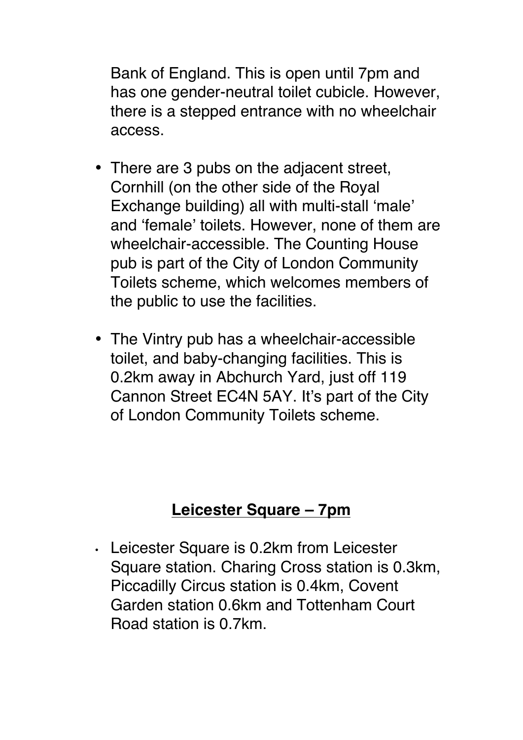Bank of England. This is open until 7pm and has one gender-neutral toilet cubicle. However, there is a stepped entrance with no wheelchair access.

- There are 3 pubs on the adjacent street, Cornhill (on the other side of the Royal Exchange building) all with multi-stall 'male' and 'female' toilets. However, none of them are wheelchair-accessible. The Counting House pub is part of the City of London Community Toilets scheme, which welcomes members of the public to use the facilities.

- The Vintry pub has a wheelchair-accessible toilet, and baby-changing facilities. This is 0.2km away in Abchurch Yard, just off 119 Cannon Street EC4N 5AY. It's part of the City of London Community Toilets scheme.

## Leicester Square – 7pm

- Leicester Square is 0.2km from Leicester Square station. Charing Cross station is 0.3km, Piccadilly Circus station is 0.4km, Covent Garden station 0.6km and Tottenham Court Road station is 0.7km.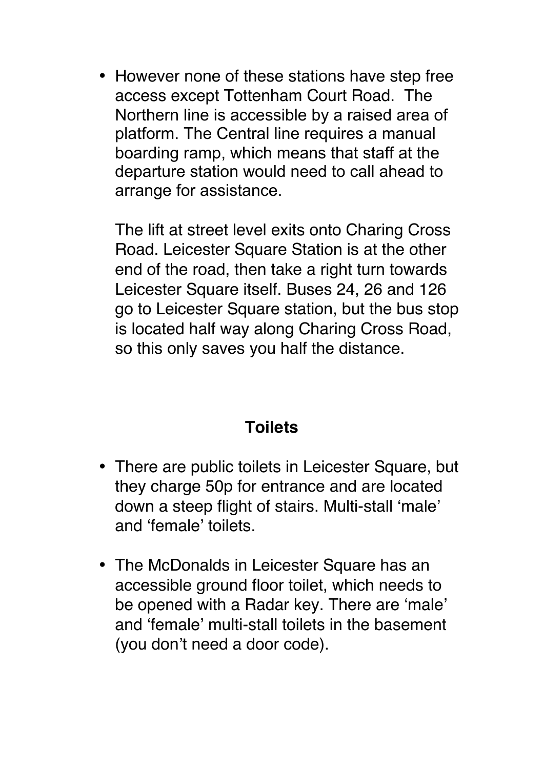- However none of these stations have step free access except Tottenham Court Road. The Northern line is accessible by a raised area of platform. The Central line requires a manual boarding ramp, which means that staff at the departure station would need to call ahead to arrange for assistance.

  The lift at street level exits onto Charing Cross Road. Leicester Square Station is at the other end of the road, then take a right turn towards Leicester Square itself. Buses 24, 26 and 126 go to Leicester Square station, but the bus stop is located half way along Charing Cross Road, so this only saves you half the distance.

## Toilets

- There are public toilets in Leicester Square, but they charge 50p for entrance and are located down a steep flight of stairs. Multi-stall 'male' and 'female' toilets.
- The McDonalds in Leicester Square has an accessible ground floor toilet, which needs to be opened with a Radar key. There are 'male' and 'female' multi-stall toilets in the basement (you don't need a door code).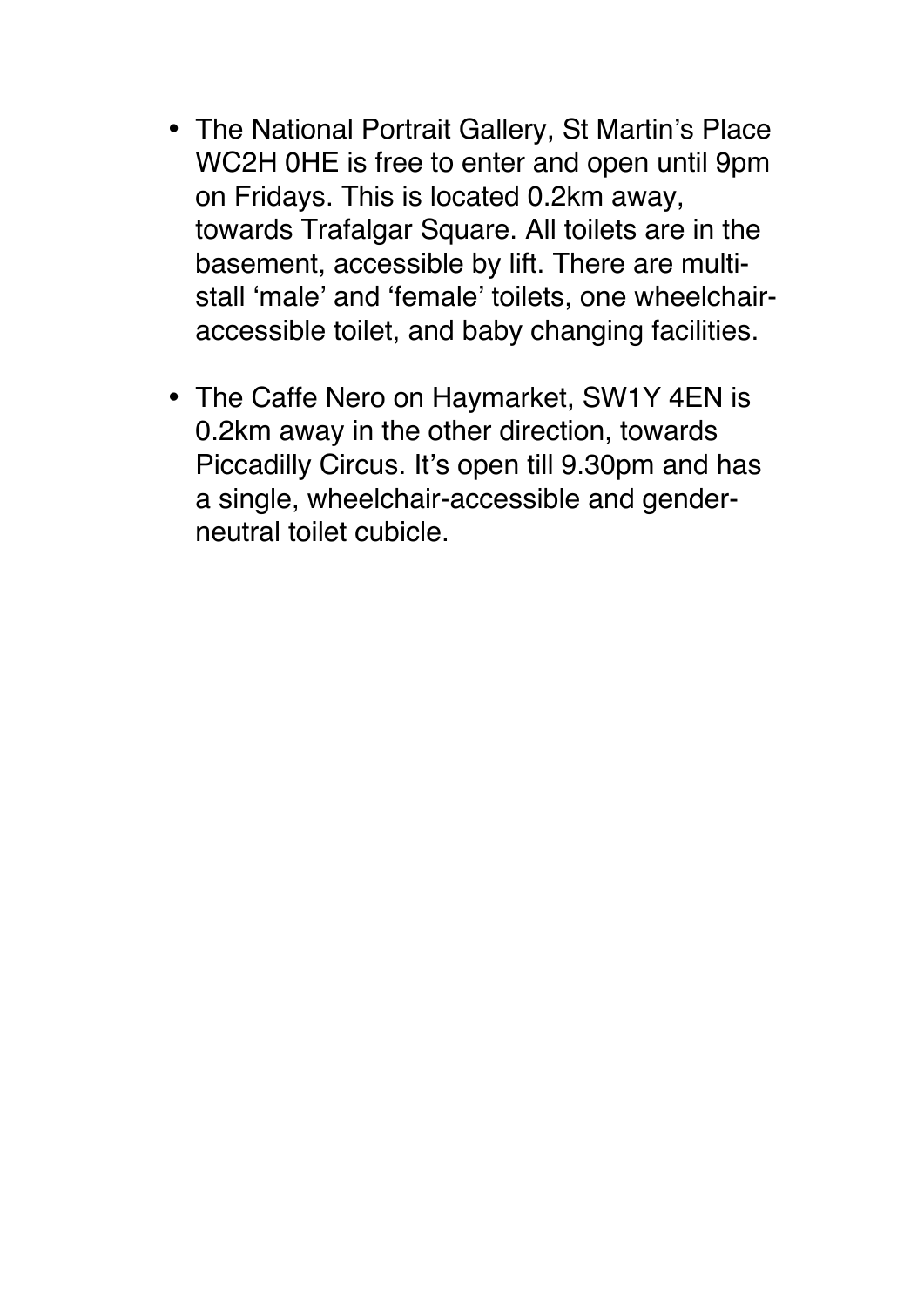- The National Portrait Gallery, St Martin's Place WC2H 0HE is free to enter and open until 9pm on Fridays. This is located 0.2km away, towards Trafalgar Square. All toilets are in the basement, accessible by lift. There are multi-stall 'male' and 'female' toilets, one wheelchair-accessible toilet, and baby changing facilities.

- The Caffe Nero on Haymarket, SW1Y 4EN is 0.2km away in the other direction, towards Piccadilly Circus. It's open till 9.30pm and has a single, wheelchair-accessible and gender-neutral toilet cubicle.